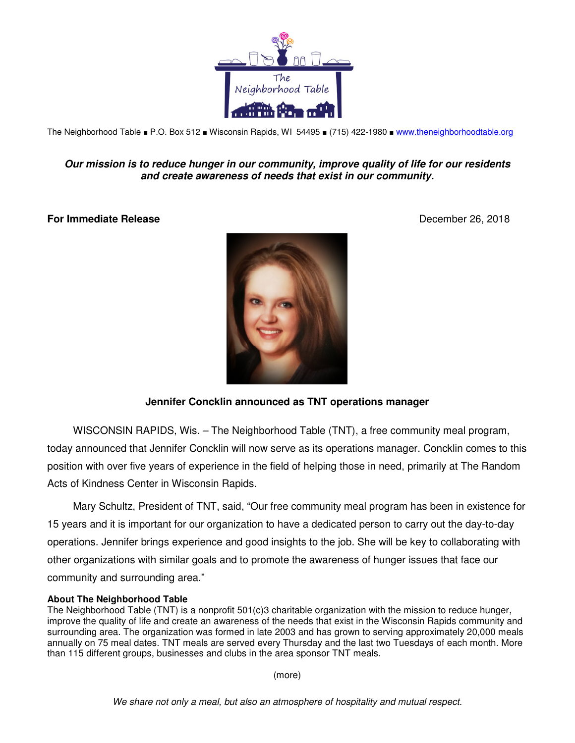The Neighborhood Table ■ P.O. Box 512 ■ Wisconsin Rapids, WI 54495 ■ (715) 422-1980 ■ www.theneighborhoodtable.org

***Our mission is to reduce hunger in our community, improve quality of life for our residents and create awareness of needs that exist in our community.***

**For Immediate Release** December 26, 2018

**Jennifer Concklin announced as TNT operations manager**

WISCONSIN RAPIDS, Wis. – The Neighborhood Table (TNT), a free community meal program, today announced that Jennifer Concklin will now serve as its operations manager. Concklin comes to this position with over five years of experience in the field of helping those in need, primarily at The Random Acts of Kindness Center in Wisconsin Rapids.

Mary Schultz, President of TNT, said, "Our free community meal program has been in existence for 15 years and it is important for our organization to have a dedicated person to carry out the day-to-day operations. Jennifer brings experience and good insights to the job. She will be key to collaborating with other organizations with similar goals and to promote the awareness of hunger issues that face our community and surrounding area."

**About The Neighborhood Table**

The Neighborhood Table (TNT) is a nonprofit 501(c)3 charitable organization with the mission to reduce hunger, improve the quality of life and create an awareness of the needs that exist in the Wisconsin Rapids community and surrounding area. The organization was formed in late 2003 and has grown to serving approximately 20,000 meals annually on 75 meal dates. TNT meals are served every Thursday and the last two Tuesdays of each month. More than 115 different groups, businesses and clubs in the area sponsor TNT meals.

(more)

*We share not only a meal, but also an atmosphere of hospitality and mutual respect.*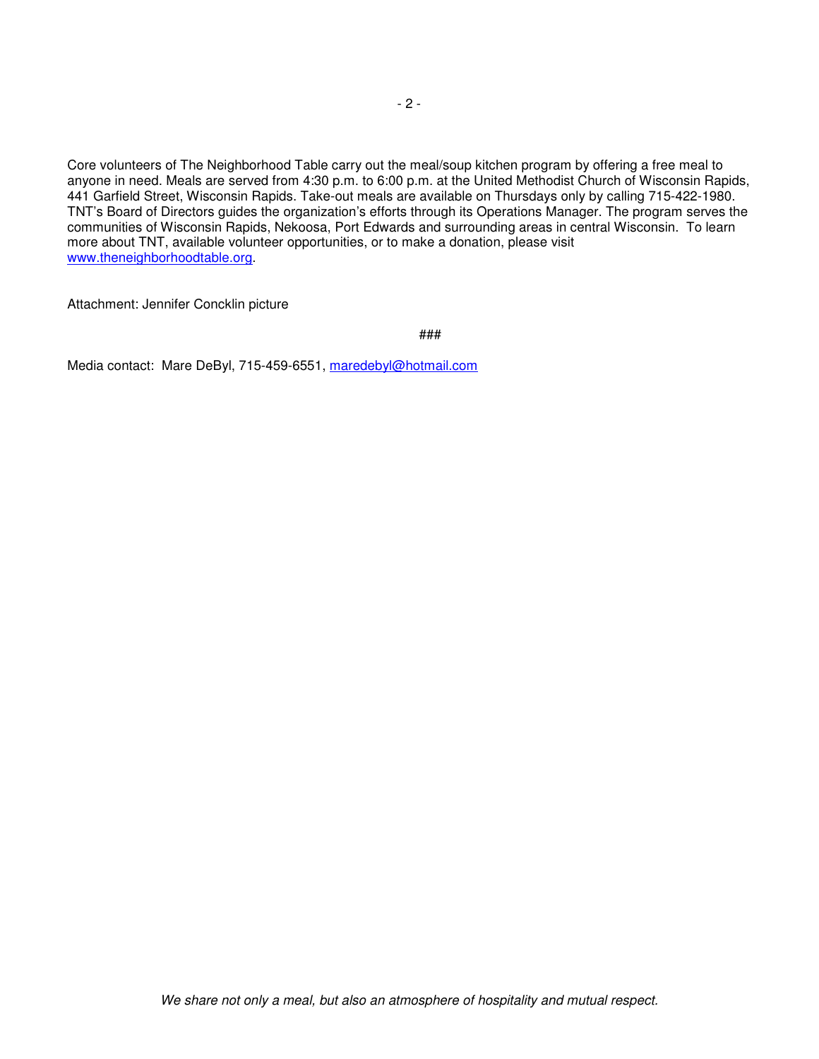Core volunteers of The Neighborhood Table carry out the meal/soup kitchen program by offering a free meal to anyone in need. Meals are served from 4:30 p.m. to 6:00 p.m. at the United Methodist Church of Wisconsin Rapids, 441 Garfield Street, Wisconsin Rapids. Take-out meals are available on Thursdays only by calling 715-422-1980. TNT's Board of Directors guides the organization's efforts through its Operations Manager. The program serves the communities of Wisconsin Rapids, Nekoosa, Port Edwards and surrounding areas in central Wisconsin. To learn more about TNT, available volunteer opportunities, or to make a donation, please visit www.theneighborhoodtable.org.

Attachment: Jennifer Concklin picture

###

Media contact: Mare DeByl, 715-459-6551, maredebyl@hotmail.com

*We share not only a meal, but also an atmosphere of hospitality and mutual respect.*